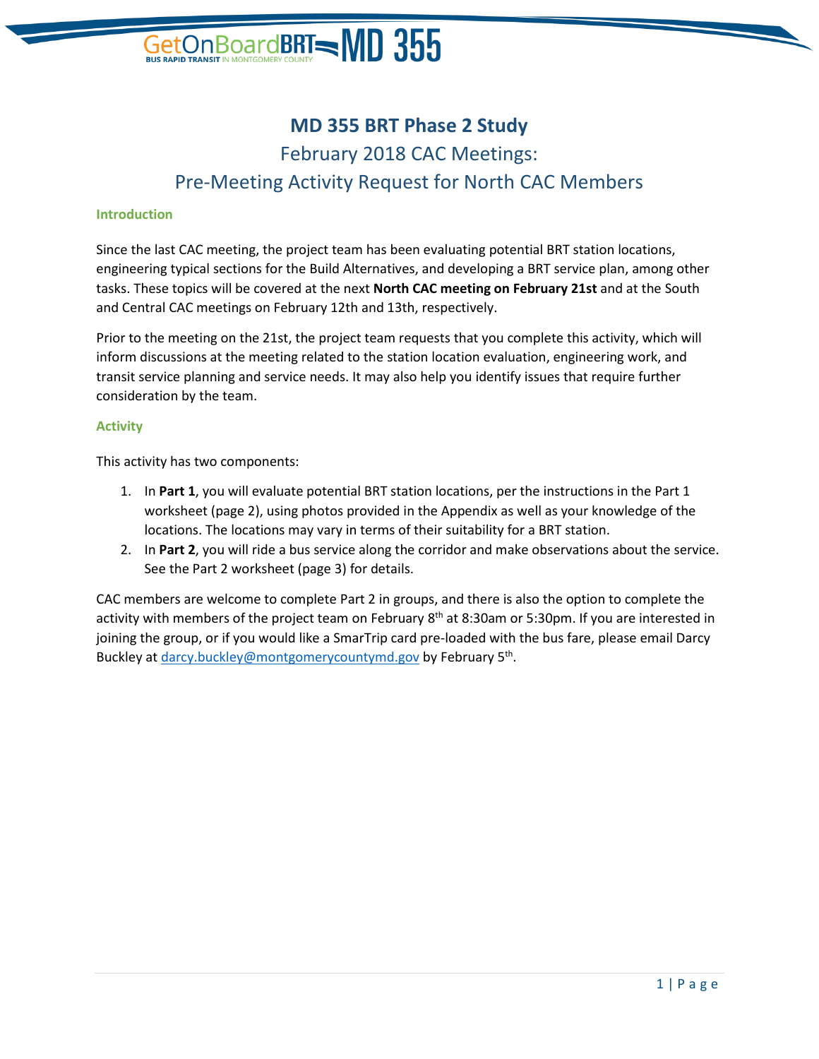# MD 355 BRT Phase 2 Study

## February 2018 CAC Meetings:
## Pre-Meeting Activity Request for North CAC Members

### Introduction

Since the last CAC meeting, the project team has been evaluating potential BRT station locations, engineering typical sections for the Build Alternatives, and developing a BRT service plan, among other tasks. These topics will be covered at the next **North CAC meeting on February 21st** and at the South and Central CAC meetings on February 12th and 13th, respectively.

Prior to the meeting on the 21st, the project team requests that you complete this activity, which will inform discussions at the meeting related to the station location evaluation, engineering work, and transit service planning and service needs. It may also help you identify issues that require further consideration by the team.

### Activity

This activity has two components:

1. In **Part 1**, you will evaluate potential BRT station locations, per the instructions in the Part 1 worksheet (page 2), using photos provided in the Appendix as well as your knowledge of the locations. The locations may vary in terms of their suitability for a BRT station.
2. In **Part 2**, you will ride a bus service along the corridor and make observations about the service. See the Part 2 worksheet (page 3) for details.

CAC members are welcome to complete Part 2 in groups, and there is also the option to complete the activity with members of the project team on February 8th at 8:30am or 5:30pm. If you are interested in joining the group, or if you would like a SmarTrip card pre-loaded with the bus fare, please email Darcy Buckley at darcy.buckley@montgomerycountymd.gov by February 5th.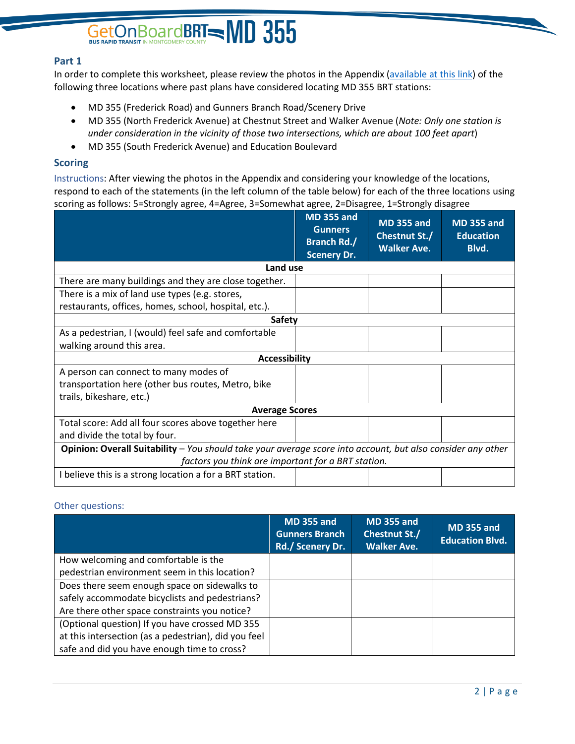## Part 1

In order to complete this worksheet, please review the photos in the Appendix (available at this link) of the following three locations where past plans have considered locating MD 355 BRT stations:

- MD 355 (Frederick Road) and Gunners Branch Road/Scenery Drive
- MD 355 (North Frederick Avenue) at Chestnut Street and Walker Avenue (*Note: Only one station is under consideration in the vicinity of those two intersections, which are about 100 feet apart*)
- MD 355 (South Frederick Avenue) and Education Boulevard

## Scoring

Instructions: After viewing the photos in the Appendix and considering your knowledge of the locations, respond to each of the statements (in the left column of the table below) for each of the three locations using scoring as follows: 5=Strongly agree, 4=Agree, 3=Somewhat agree, 2=Disagree, 1=Strongly disagree

| | MD 355 and Gunners Branch Rd./ Scenery Dr. | MD 355 and Chestnut St./ Walker Ave. | MD 355 and Education Blvd. |
|---|---|---|---|
| **Land use** | | | |
| There are many buildings and they are close together. | | | |
| There is a mix of land use types (e.g. stores, restaurants, offices, homes, school, hospital, etc.). | | | |
| **Safety** | | | |
| As a pedestrian, I (would) feel safe and comfortable walking around this area. | | | |
| **Accessibility** | | | |
| A person can connect to many modes of transportation here (other bus routes, Metro, bike trails, bikeshare, etc.) | | | |
| **Average Scores** | | | |
| Total score: Add all four scores above together here and divide the total by four. | | | |
| **Opinion: Overall Suitability** – *You should take your average score into account, but also consider any other factors you think are important for a BRT station.* | | | |
| I believe this is a strong location a for a BRT station. | | | |

Other questions:

| | MD 355 and Gunners Branch Rd./ Scenery Dr. | MD 355 and Chestnut St./ Walker Ave. | MD 355 and Education Blvd. |
|---|---|---|---|
| How welcoming and comfortable is the pedestrian environment seem in this location? | | | |
| Does there seem enough space on sidewalks to safely accommodate bicyclists and pedestrians? Are there other space constraints you notice? | | | |
| (Optional question) If you have crossed MD 355 at this intersection (as a pedestrian), did you feel safe and did you have enough time to cross? | | | |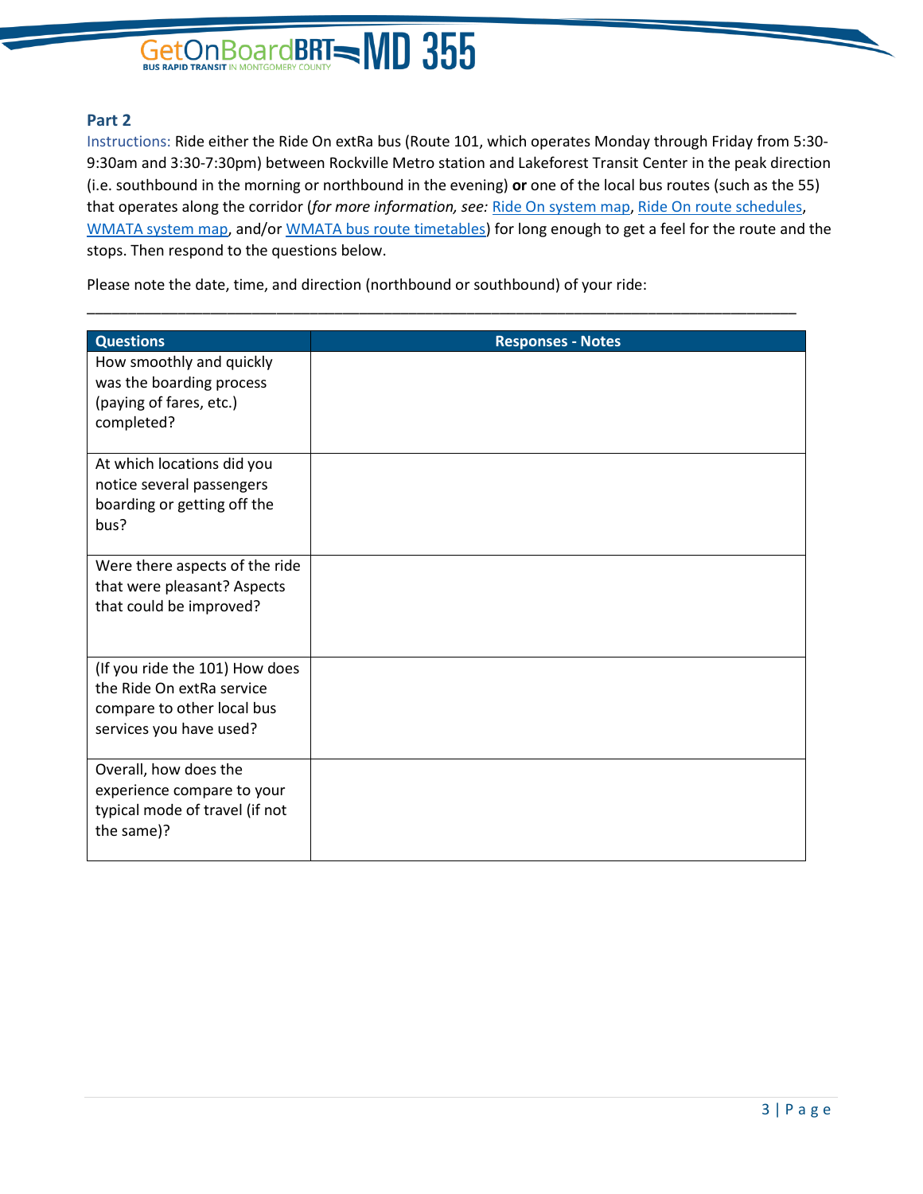## Part 2

Instructions: Ride either the Ride On extRa bus (Route 101, which operates Monday through Friday from 5:30-9:30am and 3:30-7:30pm) between Rockville Metro station and Lakeforest Transit Center in the peak direction (i.e. southbound in the morning or northbound in the evening) **or** one of the local bus routes (such as the 55) that operates along the corridor (*for more information, see:* Ride On system map, Ride On route schedules, WMATA system map, and/or WMATA bus route timetables) for long enough to get a feel for the route and the stops. Then respond to the questions below.

Please note the date, time, and direction (northbound or southbound) of your ride:

______________________________________________________________________________

| Questions | Responses - Notes |
|---|---|
| How smoothly and quickly was the boarding process (paying of fares, etc.) completed? | |
| At which locations did you notice several passengers boarding or getting off the bus? | |
| Were there aspects of the ride that were pleasant? Aspects that could be improved? | |
| (If you ride the 101) How does the Ride On extRa service compare to other local bus services you have used? | |
| Overall, how does the experience compare to your typical mode of travel (if not the same)? | |